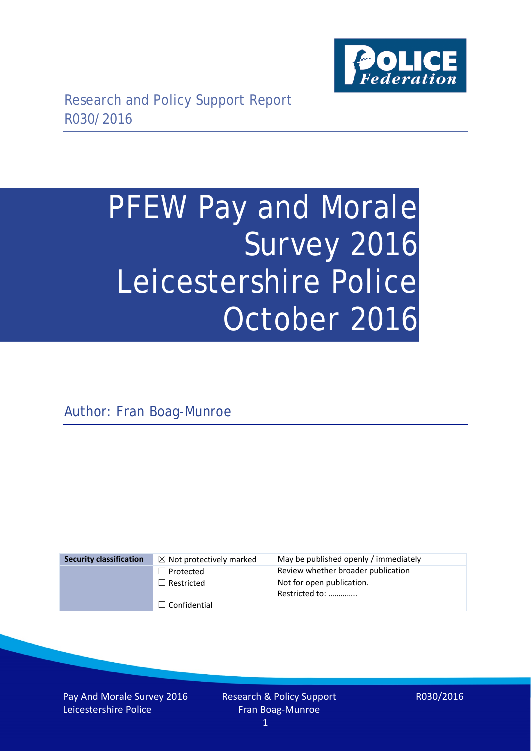Research and Policy Support Report
R030/2016

# PFEW Pay and Morale Survey 2016 Leicestershire Police October 2016

Author: Fran Boag-Munroe

| Security classification | ☒ Not protectively marked | May be published openly / immediately |
|---|---|---|
| | ☐ Protected | Review whether broader publication |
| | ☐ Restricted | Not for open publication. Restricted to: …………. |
| | ☐ Confidential | |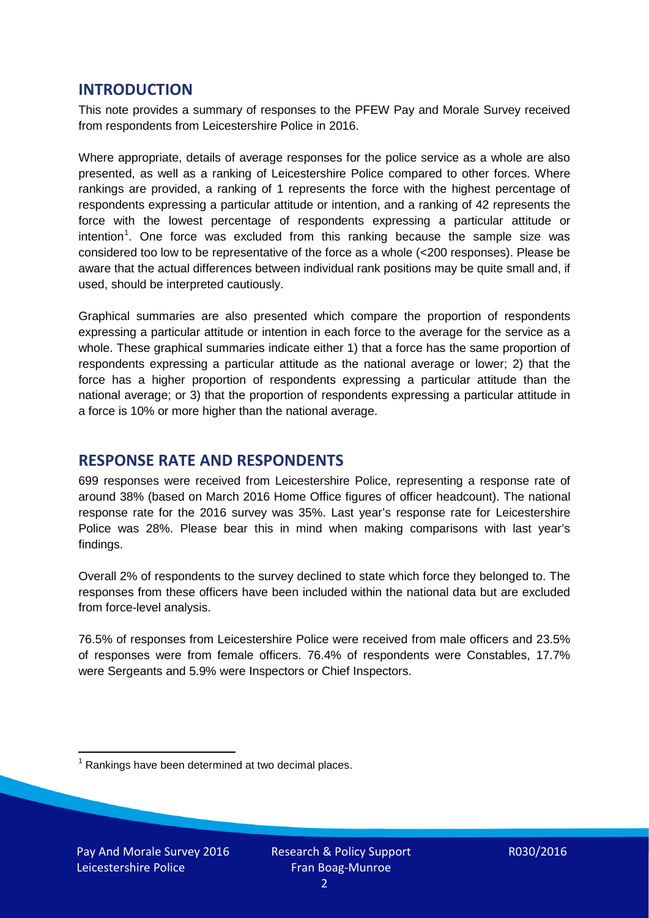## INTRODUCTION

This note provides a summary of responses to the PFEW Pay and Morale Survey received from respondents from Leicestershire Police in 2016.

Where appropriate, details of average responses for the police service as a whole are also presented, as well as a ranking of Leicestershire Police compared to other forces. Where rankings are provided, a ranking of 1 represents the force with the highest percentage of respondents expressing a particular attitude or intention, and a ranking of 42 represents the force with the lowest percentage of respondents expressing a particular attitude or intention[1]. One force was excluded from this ranking because the sample size was considered too low to be representative of the force as a whole (<200 responses). Please be aware that the actual differences between individual rank positions may be quite small and, if used, should be interpreted cautiously.

Graphical summaries are also presented which compare the proportion of respondents expressing a particular attitude or intention in each force to the average for the service as a whole. These graphical summaries indicate either 1) that a force has the same proportion of respondents expressing a particular attitude as the national average or lower; 2) that the force has a higher proportion of respondents expressing a particular attitude than the national average; or 3) that the proportion of respondents expressing a particular attitude in a force is 10% or more higher than the national average.

## RESPONSE RATE AND RESPONDENTS

699 responses were received from Leicestershire Police, representing a response rate of around 38% (based on March 2016 Home Office figures of officer headcount). The national response rate for the 2016 survey was 35%. Last year's response rate for Leicestershire Police was 28%. Please bear this in mind when making comparisons with last year's findings.

Overall 2% of respondents to the survey declined to state which force they belonged to. The responses from these officers have been included within the national data but are excluded from force-level analysis.

76.5% of responses from Leicestershire Police were received from male officers and 23.5% of responses were from female officers. 76.4% of respondents were Constables, 17.7% were Sergeants and 5.9% were Inspectors or Chief Inspectors.

[1] Rankings have been determined at two decimal places.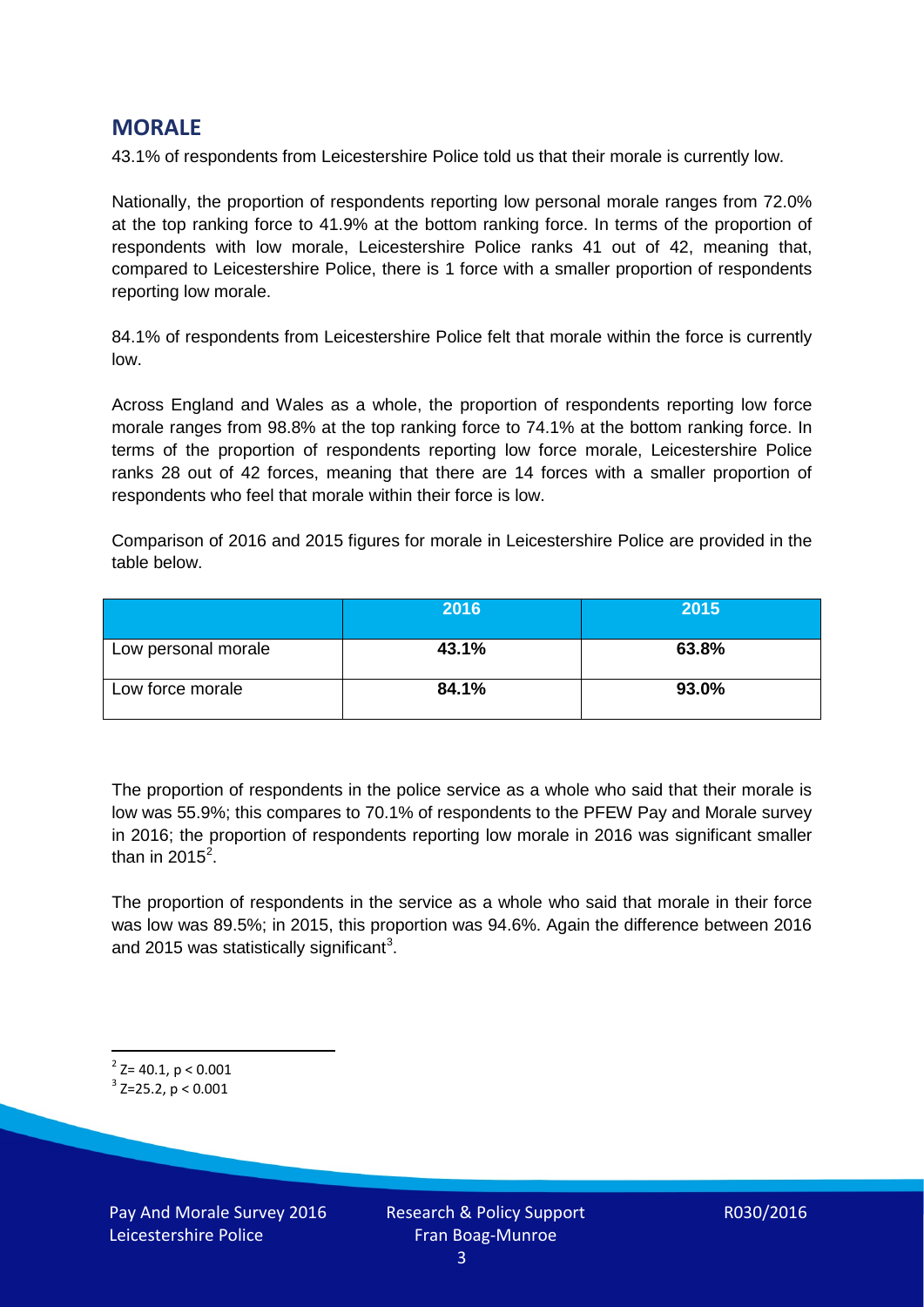## MORALE

43.1% of respondents from Leicestershire Police told us that their morale is currently low.

Nationally, the proportion of respondents reporting low personal morale ranges from 72.0% at the top ranking force to 41.9% at the bottom ranking force. In terms of the proportion of respondents with low morale, Leicestershire Police ranks 41 out of 42, meaning that, compared to Leicestershire Police, there is 1 force with a smaller proportion of respondents reporting low morale.

84.1% of respondents from Leicestershire Police felt that morale within the force is currently low.

Across England and Wales as a whole, the proportion of respondents reporting low force morale ranges from 98.8% at the top ranking force to 74.1% at the bottom ranking force. In terms of the proportion of respondents reporting low force morale, Leicestershire Police ranks 28 out of 42 forces, meaning that there are 14 forces with a smaller proportion of respondents who feel that morale within their force is low.

Comparison of 2016 and 2015 figures for morale in Leicestershire Police are provided in the table below.

| | 2016 | 2015 |
|---|---|---|
| Low personal morale | **43.1%** | **63.8%** |
| Low force morale | **84.1%** | **93.0%** |

The proportion of respondents in the police service as a whole who said that their morale is low was 55.9%; this compares to 70.1% of respondents to the PFEW Pay and Morale survey in 2016; the proportion of respondents reporting low morale in 2016 was significant smaller than in 2015[2].

The proportion of respondents in the service as a whole who said that morale in their force was low was 89.5%; in 2015, this proportion was 94.6%. Again the difference between 2016 and 2015 was statistically significant[3].

[2] $Z= 40.1$, $p < 0.001$

[3] $Z=25.2$, $p < 0.001$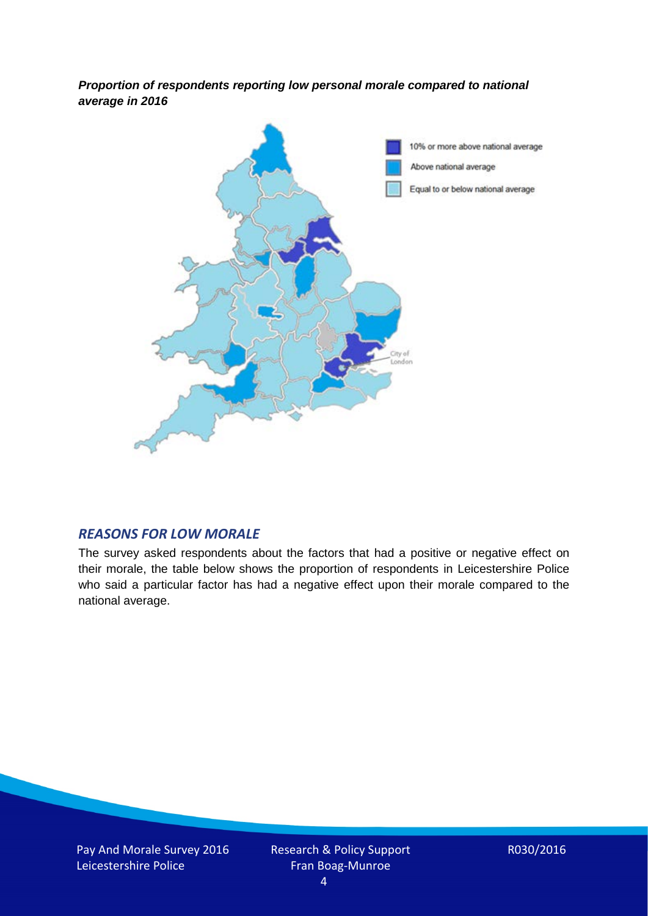***Proportion of respondents reporting low personal morale compared to national average in 2016***

10% or more above national average

Above national average

Equal to or below national average

City of London

## *REASONS FOR LOW MORALE*

The survey asked respondents about the factors that had a positive or negative effect on their morale, the table below shows the proportion of respondents in Leicestershire Police who said a particular factor has had a negative effect upon their morale compared to the national average.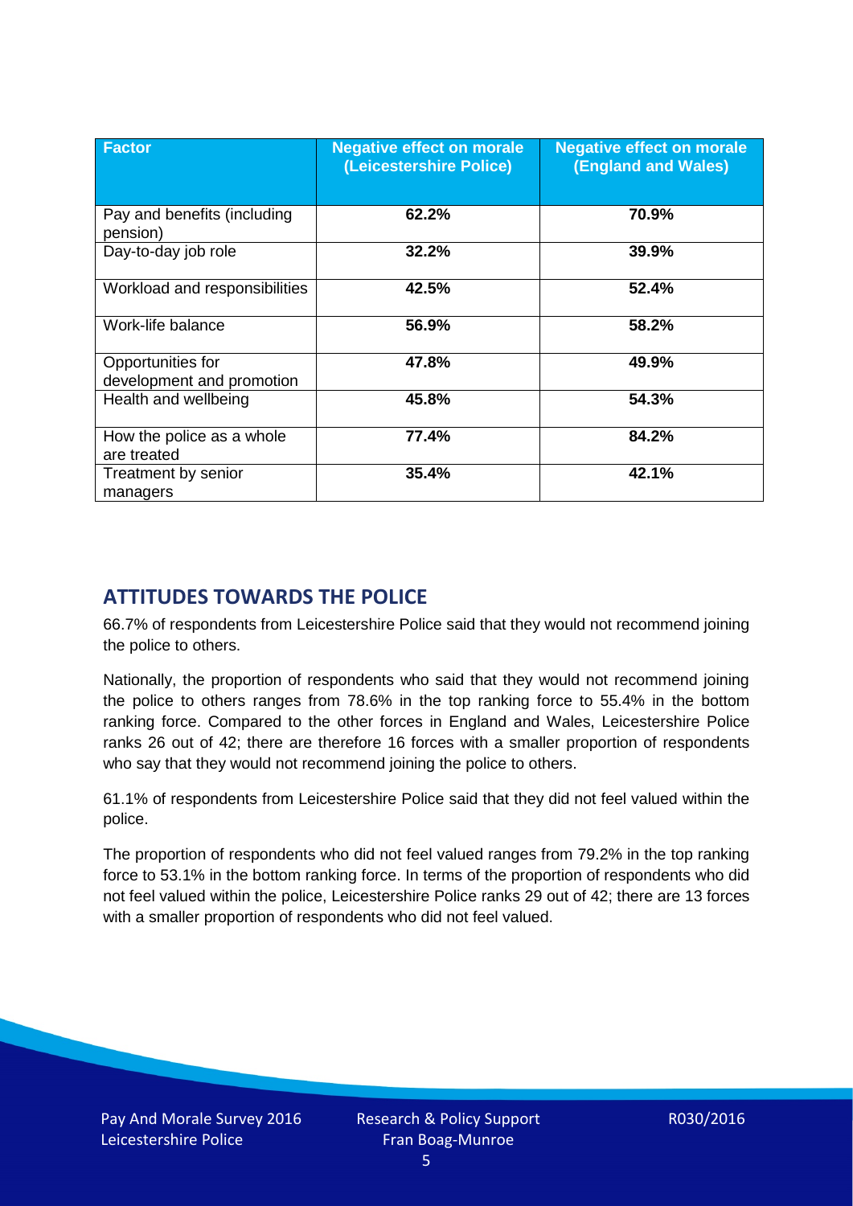| Factor | Negative effect on morale (Leicestershire Police) | Negative effect on morale (England and Wales) |
|---|---|---|
| Pay and benefits (including pension) | **62.2%** | **70.9%** |
| Day-to-day job role | **32.2%** | **39.9%** |
| Workload and responsibilities | **42.5%** | **52.4%** |
| Work-life balance | **56.9%** | **58.2%** |
| Opportunities for development and promotion | **47.8%** | **49.9%** |
| Health and wellbeing | **45.8%** | **54.3%** |
| How the police as a whole are treated | **77.4%** | **84.2%** |
| Treatment by senior managers | **35.4%** | **42.1%** |

## ATTITUDES TOWARDS THE POLICE

66.7% of respondents from Leicestershire Police said that they would not recommend joining the police to others.

Nationally, the proportion of respondents who said that they would not recommend joining the police to others ranges from 78.6% in the top ranking force to 55.4% in the bottom ranking force. Compared to the other forces in England and Wales, Leicestershire Police ranks 26 out of 42; there are therefore 16 forces with a smaller proportion of respondents who say that they would not recommend joining the police to others.

61.1% of respondents from Leicestershire Police said that they did not feel valued within the police.

The proportion of respondents who did not feel valued ranges from 79.2% in the top ranking force to 53.1% in the bottom ranking force. In terms of the proportion of respondents who did not feel valued within the police, Leicestershire Police ranks 29 out of 42; there are 13 forces with a smaller proportion of respondents who did not feel valued.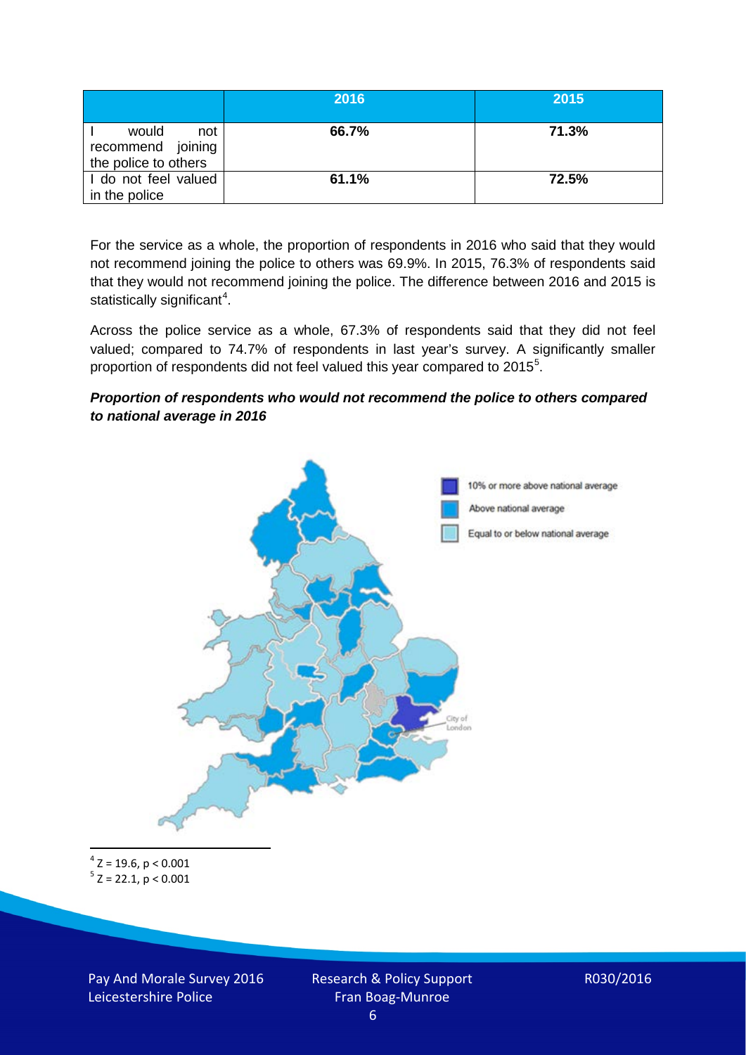| | 2016 | 2015 |
|---|---|---|
| I would not recommend joining the police to others | **66.7%** | **71.3%** |
| I do not feel valued in the police | **61.1%** | **72.5%** |

For the service as a whole, the proportion of respondents in 2016 who said that they would not recommend joining the police to others was 69.9%. In 2015, 76.3% of respondents said that they would not recommend joining the police. The difference between 2016 and 2015 is statistically significant[4].

Across the police service as a whole, 67.3% of respondents said that they did not feel valued; compared to 74.7% of respondents in last year's survey. A significantly smaller proportion of respondents did not feel valued this year compared to 2015[5].

***Proportion of respondents who would not recommend the police to others compared to national average in 2016***

10% or more above national average

Above national average

Equal to or below national average

City of London

[4] $Z = 19.6$, $p < 0.001$

[5] $Z = 22.1$, $p < 0.001$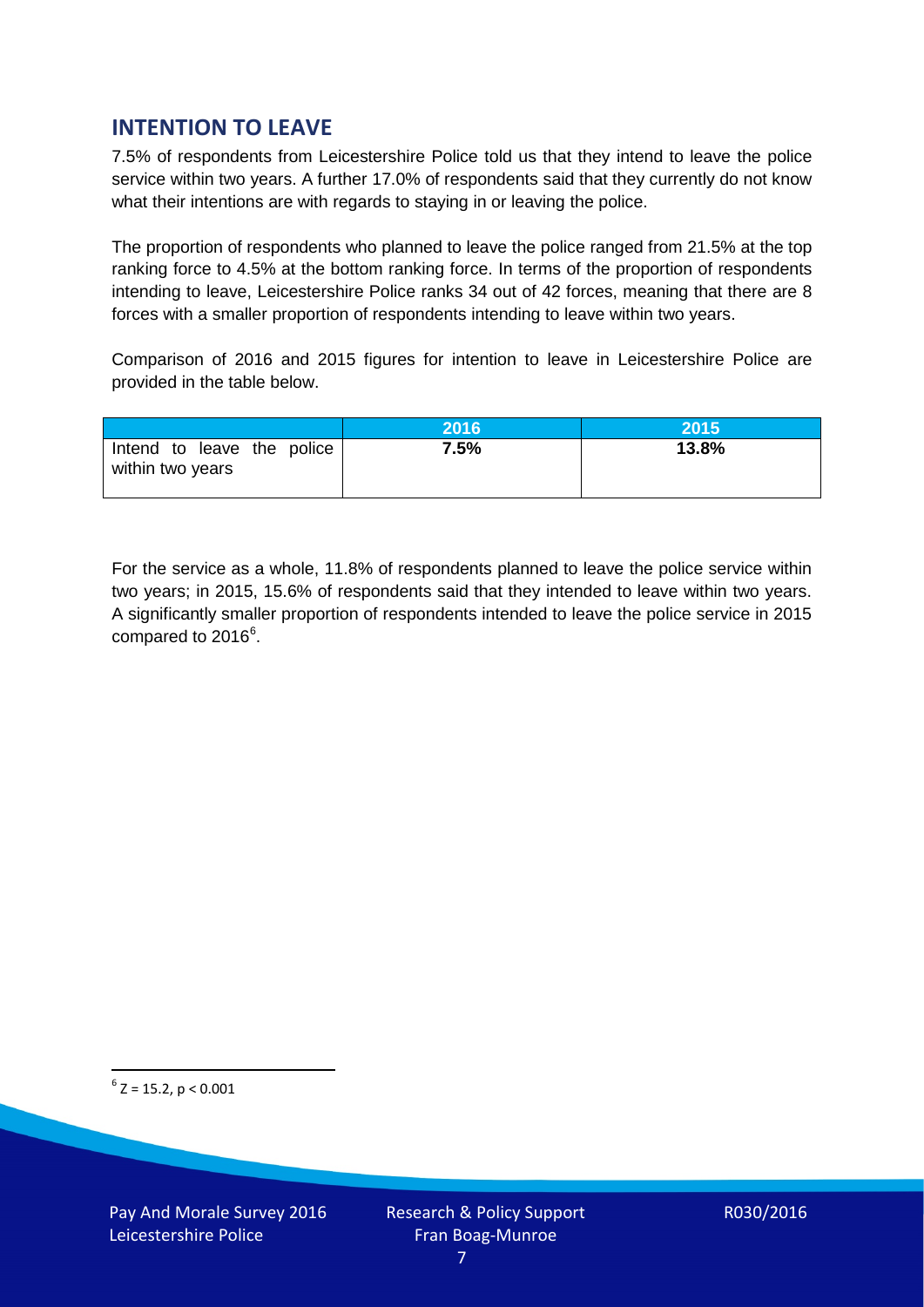## INTENTION TO LEAVE

7.5% of respondents from Leicestershire Police told us that they intend to leave the police service within two years. A further 17.0% of respondents said that they currently do not know what their intentions are with regards to staying in or leaving the police.

The proportion of respondents who planned to leave the police ranged from 21.5% at the top ranking force to 4.5% at the bottom ranking force. In terms of the proportion of respondents intending to leave, Leicestershire Police ranks 34 out of 42 forces, meaning that there are 8 forces with a smaller proportion of respondents intending to leave within two years.

Comparison of 2016 and 2015 figures for intention to leave in Leicestershire Police are provided in the table below.

| | 2016 | 2015 |
|---|---|---|
| Intend to leave the police within two years | **7.5%** | **13.8%** |

For the service as a whole, 11.8% of respondents planned to leave the police service within two years; in 2015, 15.6% of respondents said that they intended to leave within two years. A significantly smaller proportion of respondents intended to leave the police service in 2015 compared to 2016[6].

[6] $Z = 15.2$, $p < 0.001$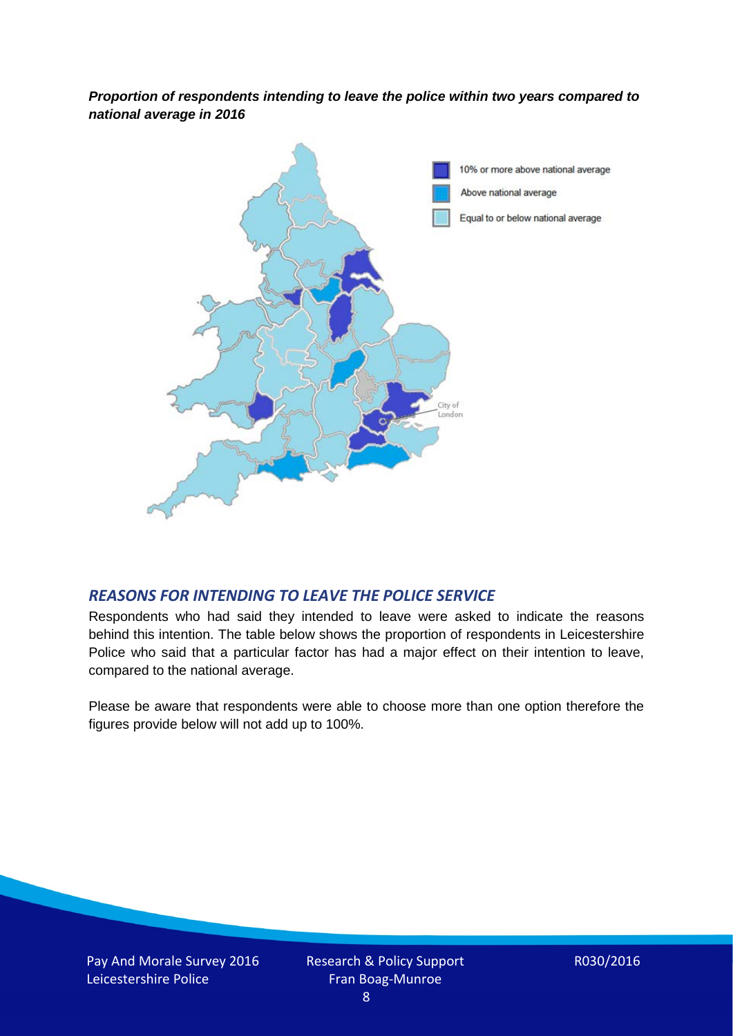***Proportion of respondents intending to leave the police within two years compared to national average in 2016***

## *REASONS FOR INTENDING TO LEAVE THE POLICE SERVICE*

Respondents who had said they intended to leave were asked to indicate the reasons behind this intention. The table below shows the proportion of respondents in Leicestershire Police who said that a particular factor has had a major effect on their intention to leave, compared to the national average.

Please be aware that respondents were able to choose more than one option therefore the figures provide below will not add up to 100%.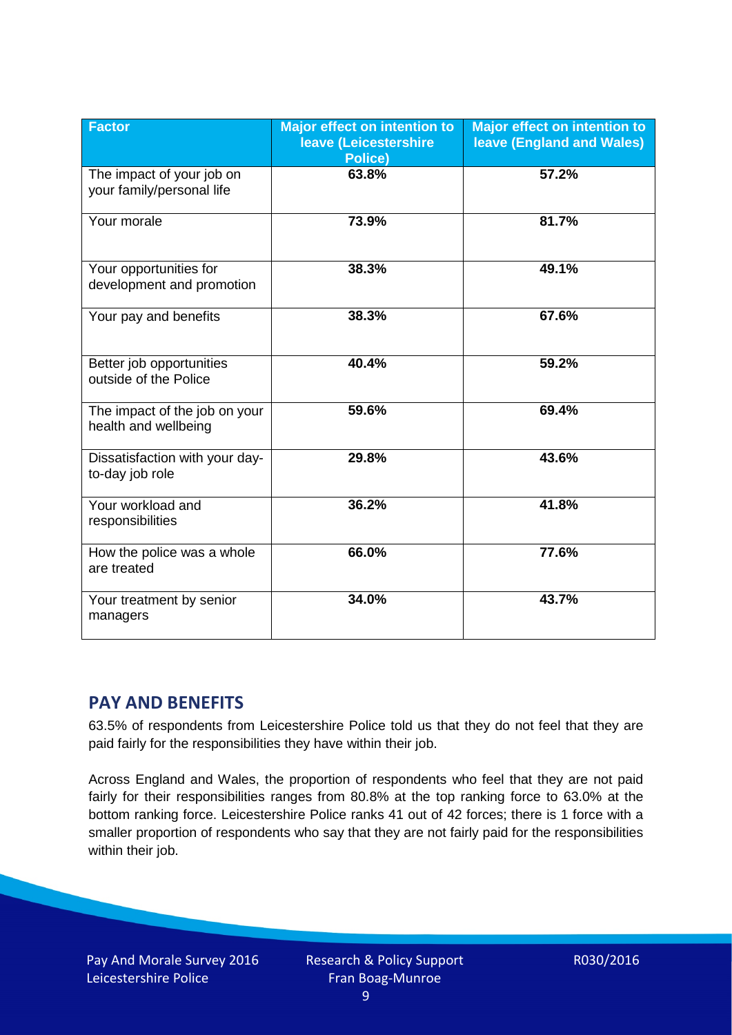| Factor | Major effect on intention to leave (Leicestershire Police) | Major effect on intention to leave (England and Wales) |
| --- | --- | --- |
| The impact of your job on your family/personal life | 63.8% | 57.2% |
| Your morale | 73.9% | 81.7% |
| Your opportunities for development and promotion | 38.3% | 49.1% |
| Your pay and benefits | 38.3% | 67.6% |
| Better job opportunities outside of the Police | 40.4% | 59.2% |
| The impact of the job on your health and wellbeing | 59.6% | 69.4% |
| Dissatisfaction with your day-to-day job role | 29.8% | 43.6% |
| Your workload and responsibilities | 36.2% | 41.8% |
| How the police was a whole are treated | 66.0% | 77.6% |
| Your treatment by senior managers | 34.0% | 43.7% |

## PAY AND BENEFITS

63.5% of respondents from Leicestershire Police told us that they do not feel that they are paid fairly for the responsibilities they have within their job.

Across England and Wales, the proportion of respondents who feel that they are not paid fairly for their responsibilities ranges from 80.8% at the top ranking force to 63.0% at the bottom ranking force. Leicestershire Police ranks 41 out of 42 forces; there is 1 force with a smaller proportion of respondents who say that they are not fairly paid for the responsibilities within their job.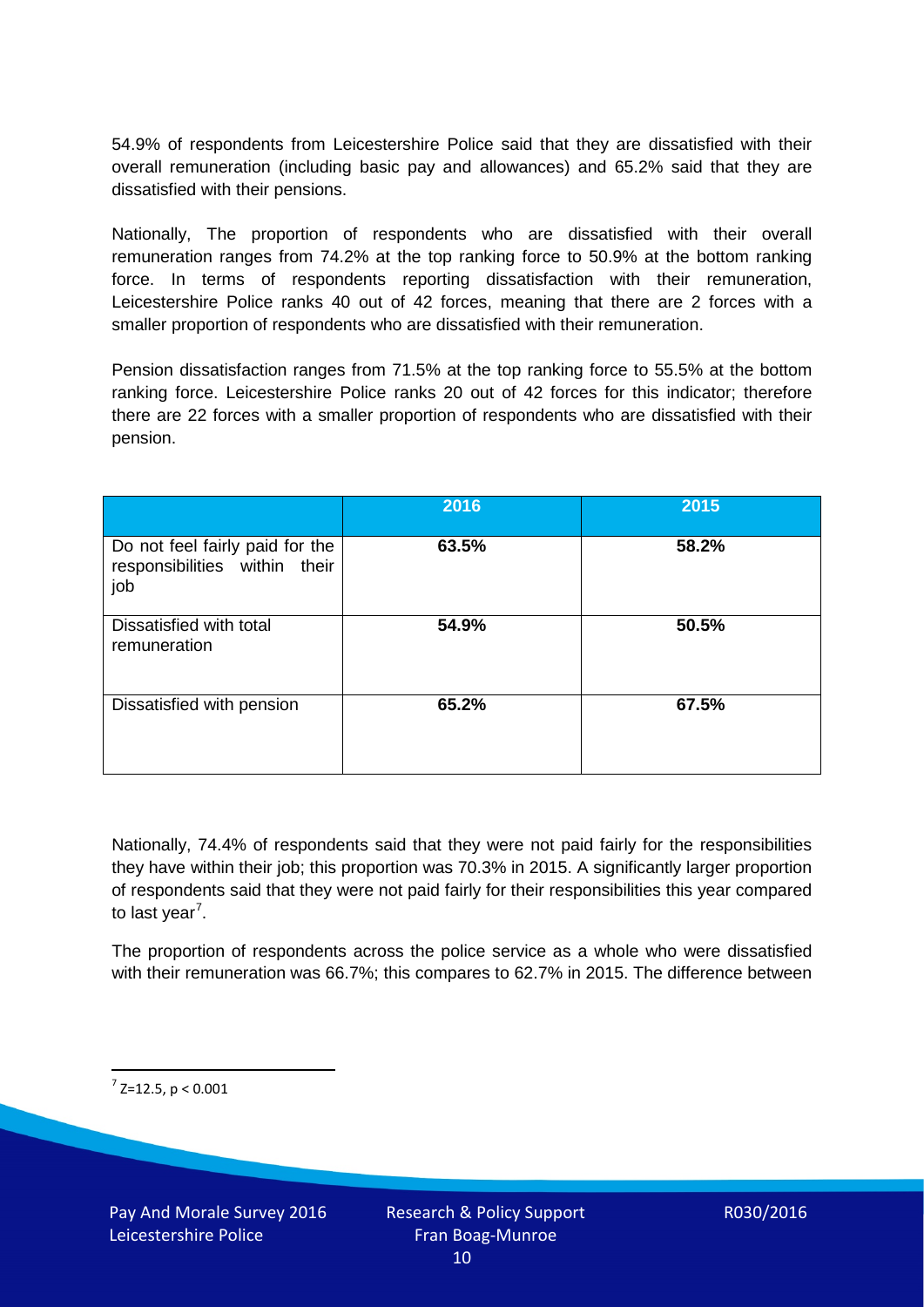54.9% of respondents from Leicestershire Police said that they are dissatisfied with their overall remuneration (including basic pay and allowances) and 65.2% said that they are dissatisfied with their pensions.

Nationally, The proportion of respondents who are dissatisfied with their overall remuneration ranges from 74.2% at the top ranking force to 50.9% at the bottom ranking force. In terms of respondents reporting dissatisfaction with their remuneration, Leicestershire Police ranks 40 out of 42 forces, meaning that there are 2 forces with a smaller proportion of respondents who are dissatisfied with their remuneration.

Pension dissatisfaction ranges from 71.5% at the top ranking force to 55.5% at the bottom ranking force. Leicestershire Police ranks 20 out of 42 forces for this indicator; therefore there are 22 forces with a smaller proportion of respondents who are dissatisfied with their pension.

| | 2016 | 2015 |
|---|---|---|
| Do not feel fairly paid for the responsibilities within their job | **63.5%** | **58.2%** |
| Dissatisfied with total remuneration | **54.9%** | **50.5%** |
| Dissatisfied with pension | **65.2%** | **67.5%** |

Nationally, 74.4% of respondents said that they were not paid fairly for the responsibilities they have within their job; this proportion was 70.3% in 2015. A significantly larger proportion of respondents said that they were not paid fairly for their responsibilities this year compared to last year[7].

The proportion of respondents across the police service as a whole who were dissatisfied with their remuneration was 66.7%; this compares to 62.7% in 2015. The difference between

[7] $Z=12.5$, $p < 0.001$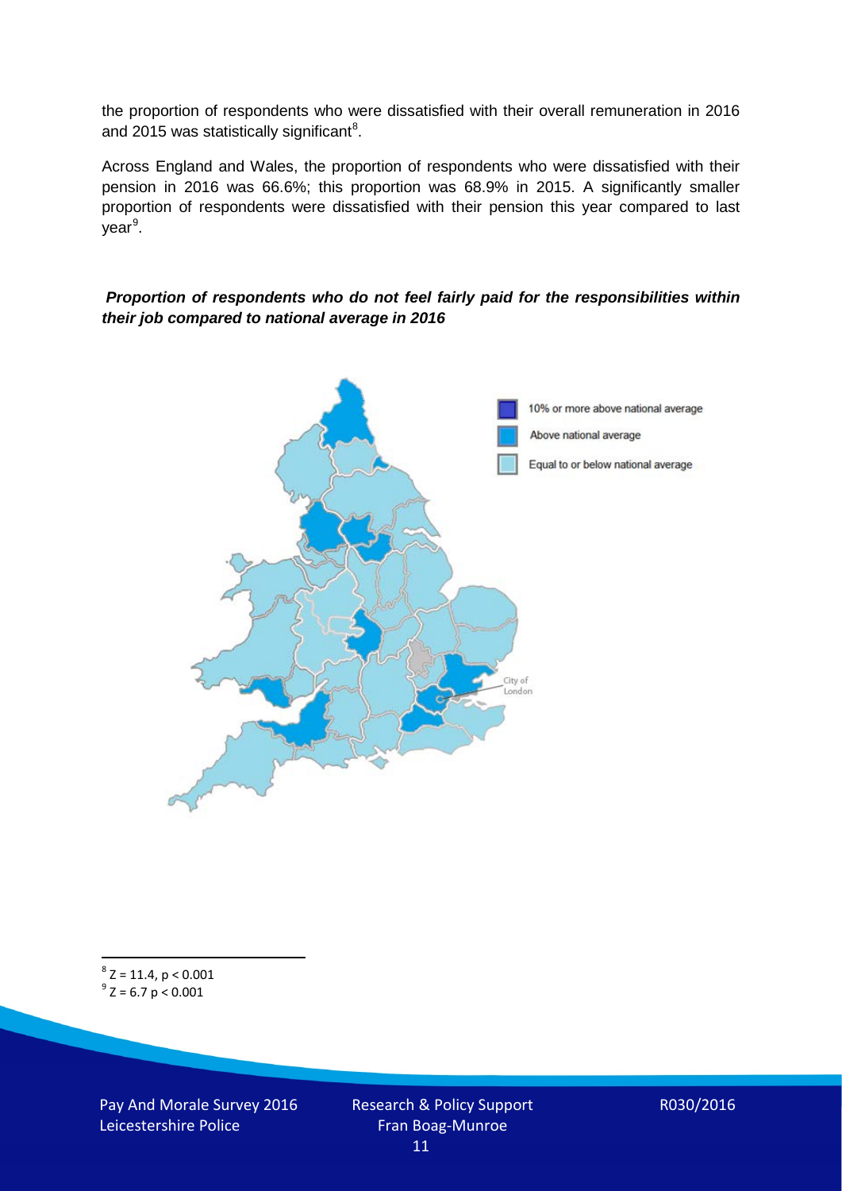the proportion of respondents who were dissatisfied with their overall remuneration in 2016 and 2015 was statistically significant[8].

Across England and Wales, the proportion of respondents who were dissatisfied with their pension in 2016 was 66.6%; this proportion was 68.9% in 2015. A significantly smaller proportion of respondents were dissatisfied with their pension this year compared to last year[9].

***Proportion of respondents who do not feel fairly paid for the responsibilities within their job compared to national average in 2016***

10% or more above national average

Above national average

Equal to or below national average

City of London

[8] $Z = 11.4$, $p < 0.001$

[9] $Z = 6.7$ $p < 0.001$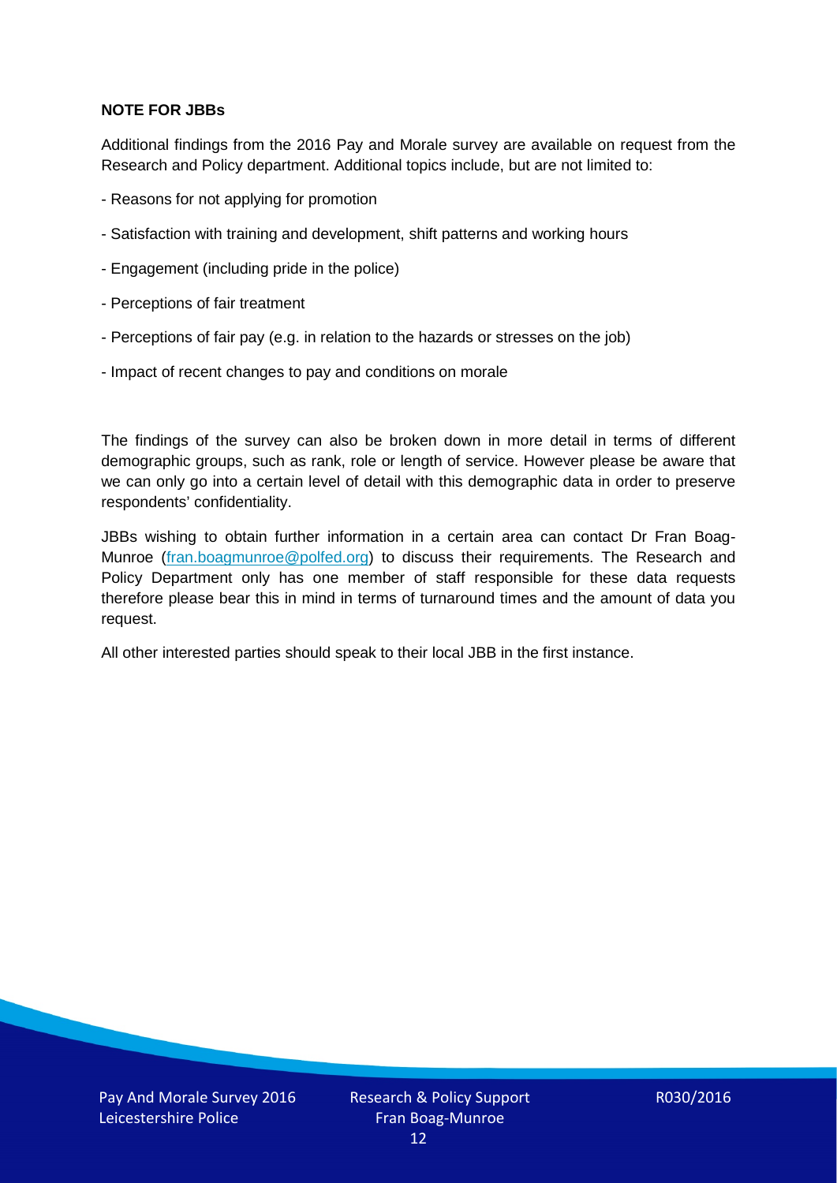**NOTE FOR JBBs**

Additional findings from the 2016 Pay and Morale survey are available on request from the Research and Policy department. Additional topics include, but are not limited to:

- Reasons for not applying for promotion
- Satisfaction with training and development, shift patterns and working hours
- Engagement (including pride in the police)
- Perceptions of fair treatment
- Perceptions of fair pay (e.g. in relation to the hazards or stresses on the job)
- Impact of recent changes to pay and conditions on morale

The findings of the survey can also be broken down in more detail in terms of different demographic groups, such as rank, role or length of service. However please be aware that we can only go into a certain level of detail with this demographic data in order to preserve respondents' confidentiality.

JBBs wishing to obtain further information in a certain area can contact Dr Fran Boag-Munroe (fran.boagmunroe@polfed.org) to discuss their requirements. The Research and Policy Department only has one member of staff responsible for these data requests therefore please bear this in mind in terms of turnaround times and the amount of data you request.

All other interested parties should speak to their local JBB in the first instance.